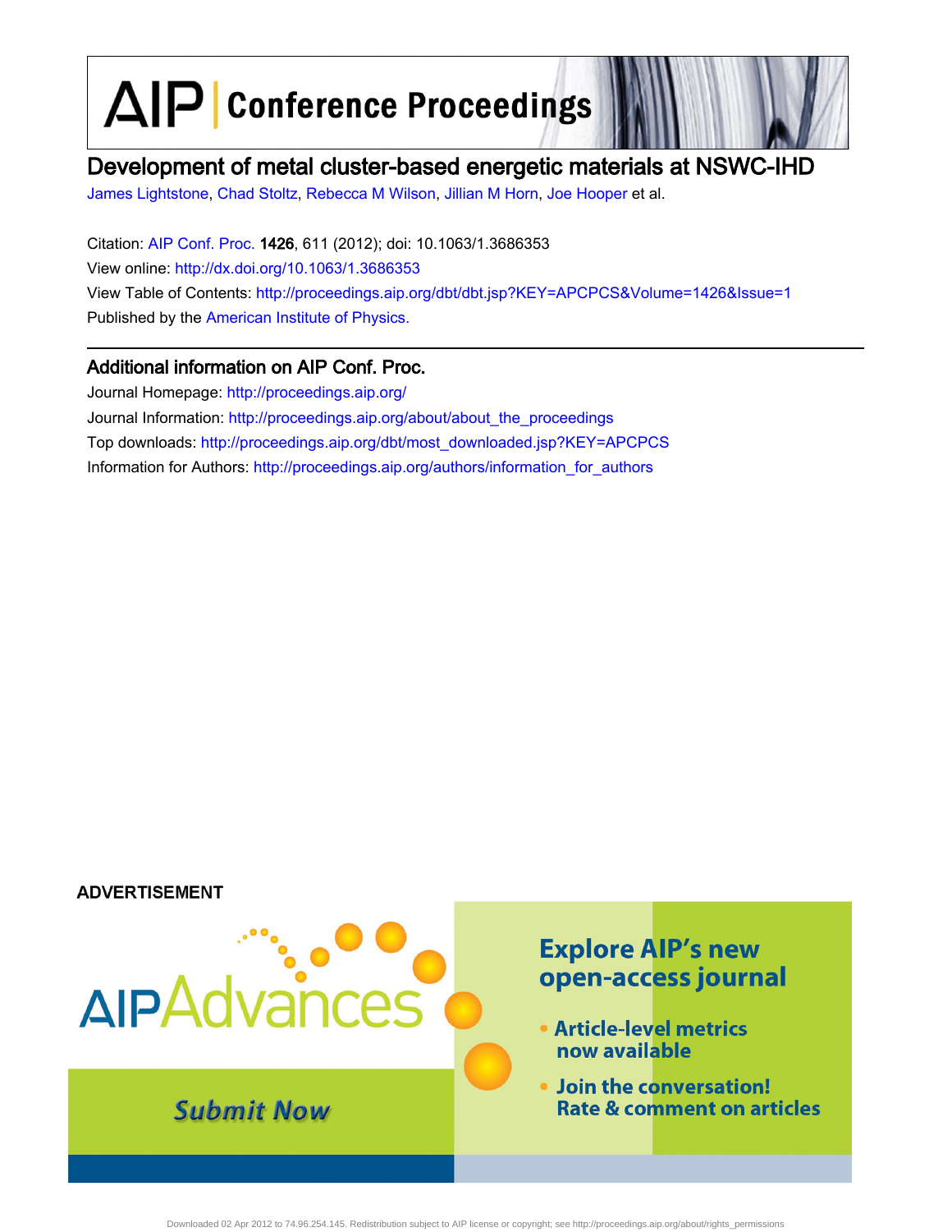# AIP Conference Proceedings

## Development of metal cluster-based energetic materials at NSWC-IHD

James Lightstone, Chad Stoltz, Rebecca M Wilson, Jillian M Horn, Joe Hooper et al.

Citation: AIP Conf. Proc. **1426**, 611 (2012); doi: 10.1063/1.3686353

View online: http://dx.doi.org/10.1063/1.3686353

View Table of Contents: http://proceedings.aip.org/dbt/dbt.jsp?KEY=APCPCS&Volume=1426&Issue=1

Published by the American Institute of Physics.

### Additional information on AIP Conf. Proc.

Journal Homepage: http://proceedings.aip.org/

Journal Information: http://proceedings.aip.org/about/about_the_proceedings

Top downloads: http://proceedings.aip.org/dbt/most_downloaded.jsp?KEY=APCPCS

Information for Authors: http://proceedings.aip.org/authors/information_for_authors

ADVERTISEMENT

AIPAdvances

Submit Now

Explore AIP's new open-access journal

- Article-level metrics now available
- Join the conversation! Rate & comment on articles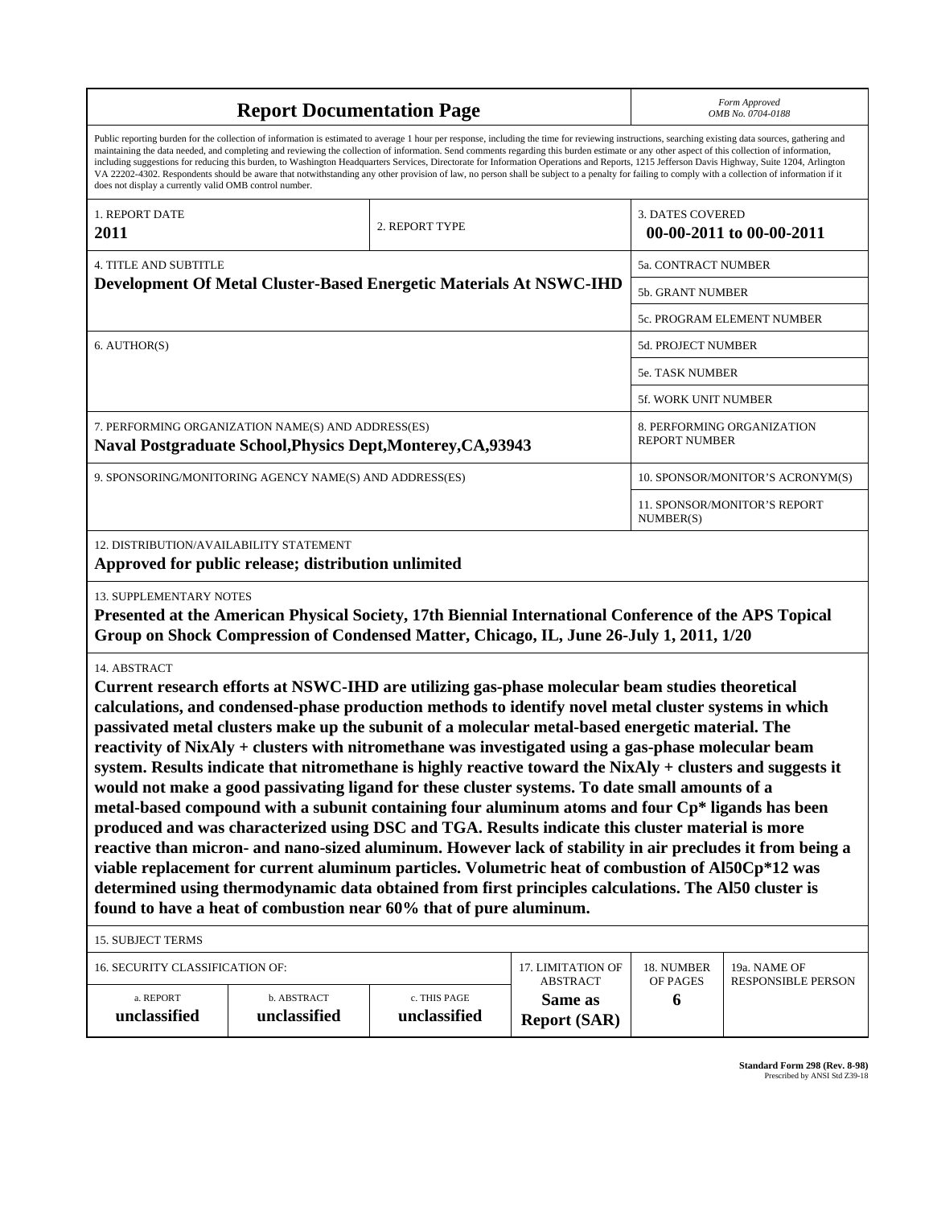# Report Documentation Page

*Form Approved*
*OMB No. 0704-0188*

Public reporting burden for the collection of information is estimated to average 1 hour per response, including the time for reviewing instructions, searching existing data sources, gathering and maintaining the data needed, and completing and reviewing the collection of information. Send comments regarding this burden estimate or any other aspect of this collection of information, including suggestions for reducing this burden, to Washington Headquarters Services, Directorate for Information Operations and Reports, 1215 Jefferson Davis Highway, Suite 1204, Arlington VA 22202-4302. Respondents should be aware that notwithstanding any other provision of law, no person shall be subject to a penalty for failing to comply with a collection of information if it does not display a currently valid OMB control number.

| 1. REPORT DATE | 2. REPORT TYPE | 3. DATES COVERED |
|---|---|---|
| **2011** | | **00-00-2011 to 00-00-2011** |

| 4. TITLE AND SUBTITLE | |
|---|---|
| **Development Of Metal Cluster-Based Energetic Materials At NSWC-IHD** | 5a. CONTRACT NUMBER |
| | 5b. GRANT NUMBER |
| | 5c. PROGRAM ELEMENT NUMBER |
| 6. AUTHOR(S) | 5d. PROJECT NUMBER |
| | 5e. TASK NUMBER |
| | 5f. WORK UNIT NUMBER |
| 7. PERFORMING ORGANIZATION NAME(S) AND ADDRESS(ES) **Naval Postgraduate School,Physics Dept,Monterey,CA,93943** | 8. PERFORMING ORGANIZATION REPORT NUMBER |
| 9. SPONSORING/MONITORING AGENCY NAME(S) AND ADDRESS(ES) | 10. SPONSOR/MONITOR'S ACRONYM(S) |
| | 11. SPONSOR/MONITOR'S REPORT NUMBER(S) |

12. DISTRIBUTION/AVAILABILITY STATEMENT
**Approved for public release; distribution unlimited**

13. SUPPLEMENTARY NOTES
**Presented at the American Physical Society, 17th Biennial International Conference of the APS Topical Group on Shock Compression of Condensed Matter, Chicago, IL, June 26-July 1, 2011, 1/20**

14. ABSTRACT
**Current research efforts at NSWC-IHD are utilizing gas-phase molecular beam studies theoretical calculations, and condensed-phase production methods to identify novel metal cluster systems in which passivated metal clusters make up the subunit of a molecular metal-based energetic material. The reactivity of NixAly + clusters with nitromethane was investigated using a gas-phase molecular beam system. Results indicate that nitromethane is highly reactive toward the NixAly + clusters and suggests it would not make a good passivating ligand for these cluster systems. To date small amounts of a metal-based compound with a subunit containing four aluminum atoms and four Cp\* ligands has been produced and was characterized using DSC and TGA. Results indicate this cluster material is more reactive than micron- and nano-sized aluminum. However lack of stability in air precludes it from being a viable replacement for current aluminum particles. Volumetric heat of combustion of Al50Cp\*12 was determined using thermodynamic data obtained from first principles calculations. The Al50 cluster is found to have a heat of combustion near 60% that of pure aluminum.**

15. SUBJECT TERMS

| 16. SECURITY CLASSIFICATION OF: | | | 17. LIMITATION OF ABSTRACT | 18. NUMBER OF PAGES | 19a. NAME OF RESPONSIBLE PERSON |
|---|---|---|---|---|---|
| a. REPORT | b. ABSTRACT | c. THIS PAGE | | | |
| **unclassified** | **unclassified** | **unclassified** | **Same as Report (SAR)** | **6** | |

**Standard Form 298 (Rev. 8-98)**
Prescribed by ANSI Std Z39-18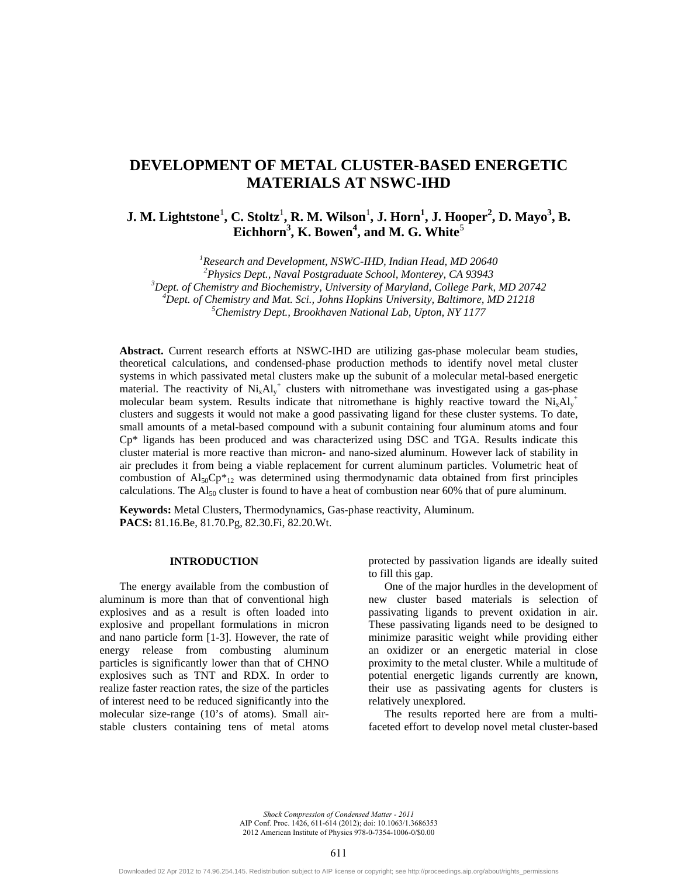# DEVELOPMENT OF METAL CLUSTER-BASED ENERGETIC MATERIALS AT NSWC-IHD

**J. M. Lightstone[1], C. Stoltz[1], R. M. Wilson[1], J. Horn[1], J. Hooper[2], D. Mayo[3], B. Eichhorn[3], K. Bowen[4], and M. G. White[5]**

*[1]Research and Development, NSWC-IHD, Indian Head, MD 20640*
*[2]Physics Dept., Naval Postgraduate School, Monterey, CA 93943*
*[3]Dept. of Chemistry and Biochemistry, University of Maryland, College Park, MD 20742*
*[4]Dept. of Chemistry and Mat. Sci., Johns Hopkins University, Baltimore, MD 21218*
*[5]Chemistry Dept., Brookhaven National Lab, Upton, NY 1177*

**Abstract.** Current research efforts at NSWC-IHD are utilizing gas-phase molecular beam studies, theoretical calculations, and condensed-phase production methods to identify novel metal cluster systems in which passivated metal clusters make up the subunit of a molecular metal-based energetic material. The reactivity of $Ni_xAl_y^+$ clusters with nitromethane was investigated using a gas-phase molecular beam system. Results indicate that nitromethane is highly reactive toward the $Ni_xAl_y^+$ clusters and suggests it would not make a good passivating ligand for these cluster systems. To date, small amounts of a metal-based compound with a subunit containing four aluminum atoms and four Cp* ligands has been produced and was characterized using DSC and TGA. Results indicate this cluster material is more reactive than micron- and nano-sized aluminum. However lack of stability in air precludes it from being a viable replacement for current aluminum particles. Volumetric heat of combustion of $Al_{50}Cp^*_{12}$ was determined using thermodynamic data obtained from first principles calculations. The $Al_{50}$ cluster is found to have a heat of combustion near 60% that of pure aluminum.

**Keywords:** Metal Clusters, Thermodynamics, Gas-phase reactivity, Aluminum.
**PACS:** 81.16.Be, 81.70.Pg, 82.30.Fi, 82.20.Wt.

## INTRODUCTION

The energy available from the combustion of aluminum is more than that of conventional high explosives and as a result is often loaded into explosive and propellant formulations in micron and nano particle form [1-3]. However, the rate of energy release from combusting aluminum particles is significantly lower than that of CHNO explosives such as TNT and RDX. In order to realize faster reaction rates, the size of the particles of interest need to be reduced significantly into the molecular size-range (10's of atoms). Small air-stable clusters containing tens of metal atoms protected by passivation ligands are ideally suited to fill this gap.

One of the major hurdles in the development of new cluster based materials is selection of passivating ligands to prevent oxidation in air. These passivating ligands need to be designed to minimize parasitic weight while providing either an oxidizer or an energetic material in close proximity to the metal cluster. While a multitude of potential energetic ligands currently are known, their use as passivating agents for clusters is relatively unexplored.

The results reported here are from a multi-faceted effort to develop novel metal cluster-based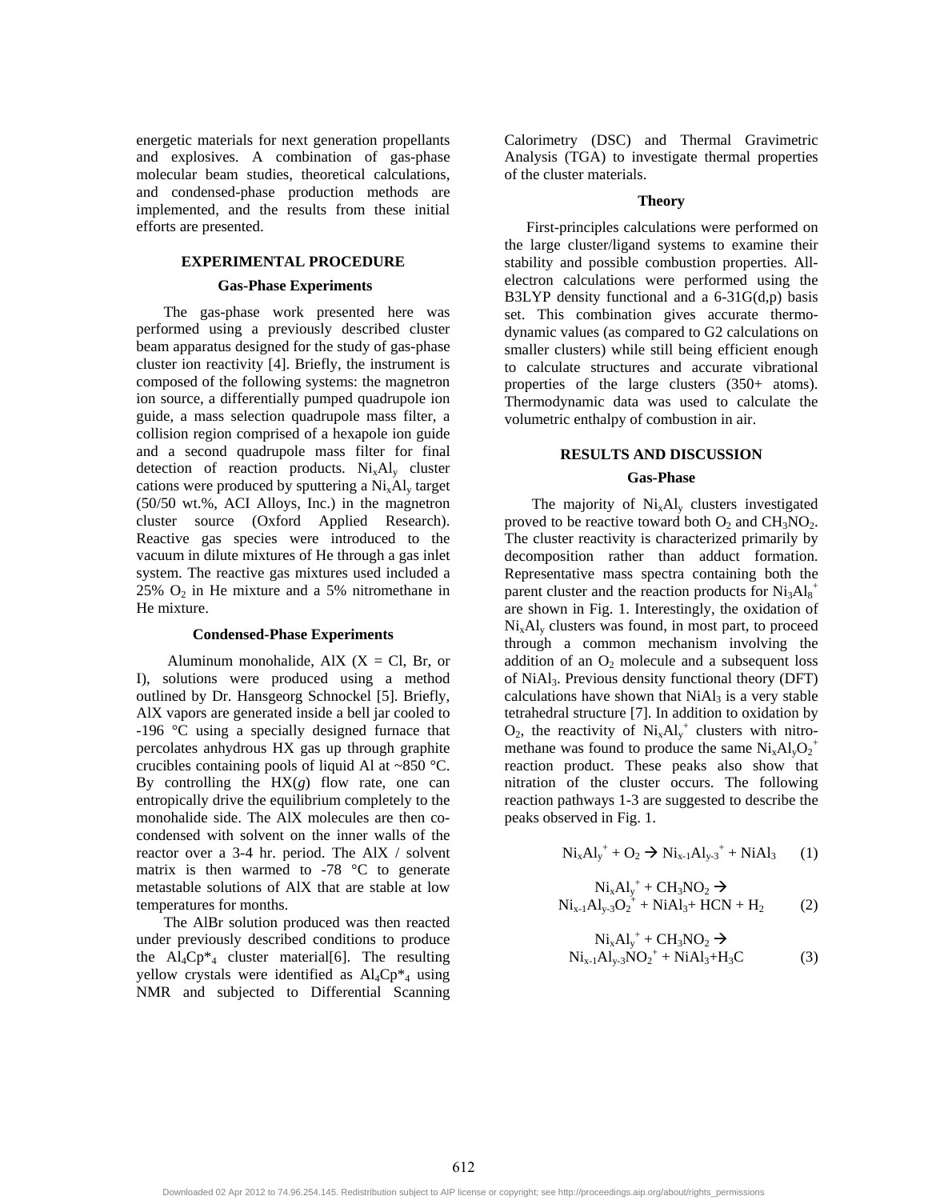energetic materials for next generation propellants and explosives. A combination of gas-phase molecular beam studies, theoretical calculations, and condensed-phase production methods are implemented, and the results from these initial efforts are presented.

## EXPERIMENTAL PROCEDURE

### Gas-Phase Experiments

The gas-phase work presented here was performed using a previously described cluster beam apparatus designed for the study of gas-phase cluster ion reactivity [4]. Briefly, the instrument is composed of the following systems: the magnetron ion source, a differentially pumped quadrupole ion guide, a mass selection quadrupole mass filter, a collision region comprised of a hexapole ion guide and a second quadrupole mass filter for final detection of reaction products. $Ni_xAl_y$ cluster cations were produced by sputtering a $Ni_xAl_y$ target (50/50 wt.%, ACI Alloys, Inc.) in the magnetron cluster source (Oxford Applied Research). Reactive gas species were introduced to the vacuum in dilute mixtures of He through a gas inlet system. The reactive gas mixtures used included a 25% $O_2$ in He mixture and a 5% nitromethane in He mixture.

### Condensed-Phase Experiments

Aluminum monohalide, AlX (X = Cl, Br, or I), solutions were produced using a method outlined by Dr. Hansgeorg Schnockel [5]. Briefly, AlX vapors are generated inside a bell jar cooled to -196 °C using a specially designed furnace that percolates anhydrous HX gas up through graphite crucibles containing pools of liquid Al at ~850 °C. By controlling the HX(*g*) flow rate, one can entropically drive the equilibrium completely to the monohalide side. The AlX molecules are then co-condensed with solvent on the inner walls of the reactor over a 3-4 hr. period. The AlX / solvent matrix is then warmed to -78 °C to generate metastable solutions of AlX that are stable at low temperatures for months.

The AlBr solution produced was then reacted under previously described conditions to produce the $Al_4Cp^*_4$ cluster material[6]. The resulting yellow crystals were identified as $Al_4Cp^*_4$ using NMR and subjected to Differential Scanning Calorimetry (DSC) and Thermal Gravimetric Analysis (TGA) to investigate thermal properties of the cluster materials.

### Theory

First-principles calculations were performed on the large cluster/ligand systems to examine their stability and possible combustion properties. All-electron calculations were performed using the B3LYP density functional and a 6-31G(d,p) basis set. This combination gives accurate thermo-dynamic values (as compared to G2 calculations on smaller clusters) while still being efficient enough to calculate structures and accurate vibrational properties of the large clusters (350+ atoms). Thermodynamic data was used to calculate the volumetric enthalpy of combustion in air.

## RESULTS AND DISCUSSION

### Gas-Phase

The majority of $Ni_xAl_y$ clusters investigated proved to be reactive toward both $O_2$ and $CH_3NO_2$. The cluster reactivity is characterized primarily by decomposition rather than adduct formation. Representative mass spectra containing both the parent cluster and the reaction products for $Ni_3Al_8^+$ are shown in Fig. 1. Interestingly, the oxidation of $Ni_xAl_y$ clusters was found, in most part, to proceed through a common mechanism involving the addition of an $O_2$ molecule and a subsequent loss of $NiAl_3$. Previous density functional theory (DFT) calculations have shown that $NiAl_3$ is a very stable tetrahedral structure [7]. In addition to oxidation by $O_2$, the reactivity of $Ni_xAl_y^+$ clusters with nitro-methane was found to produce the same $Ni_xAl_yO_2^+$ reaction product. These peaks also show that nitration of the cluster occurs. The following reaction pathways 1-3 are suggested to describe the peaks observed in Fig. 1.

$$Ni_xAl_y^+ + O_2 \rightarrow Ni_{x-1}Al_{y-3}^+ + NiAl_3 \qquad (1)$$

$$Ni_xAl_y^+ + CH_3NO_2 \rightarrow Ni_{x-1}Al_{y-3}O_2^+ + NiAl_3 + HCN + H_2 \qquad (2)$$

$$Ni_xAl_y^+ + CH_3NO_2 \rightarrow Ni_{x-1}Al_{y-3}NO_2^+ + NiAl_3 + H_3C \qquad (3)$$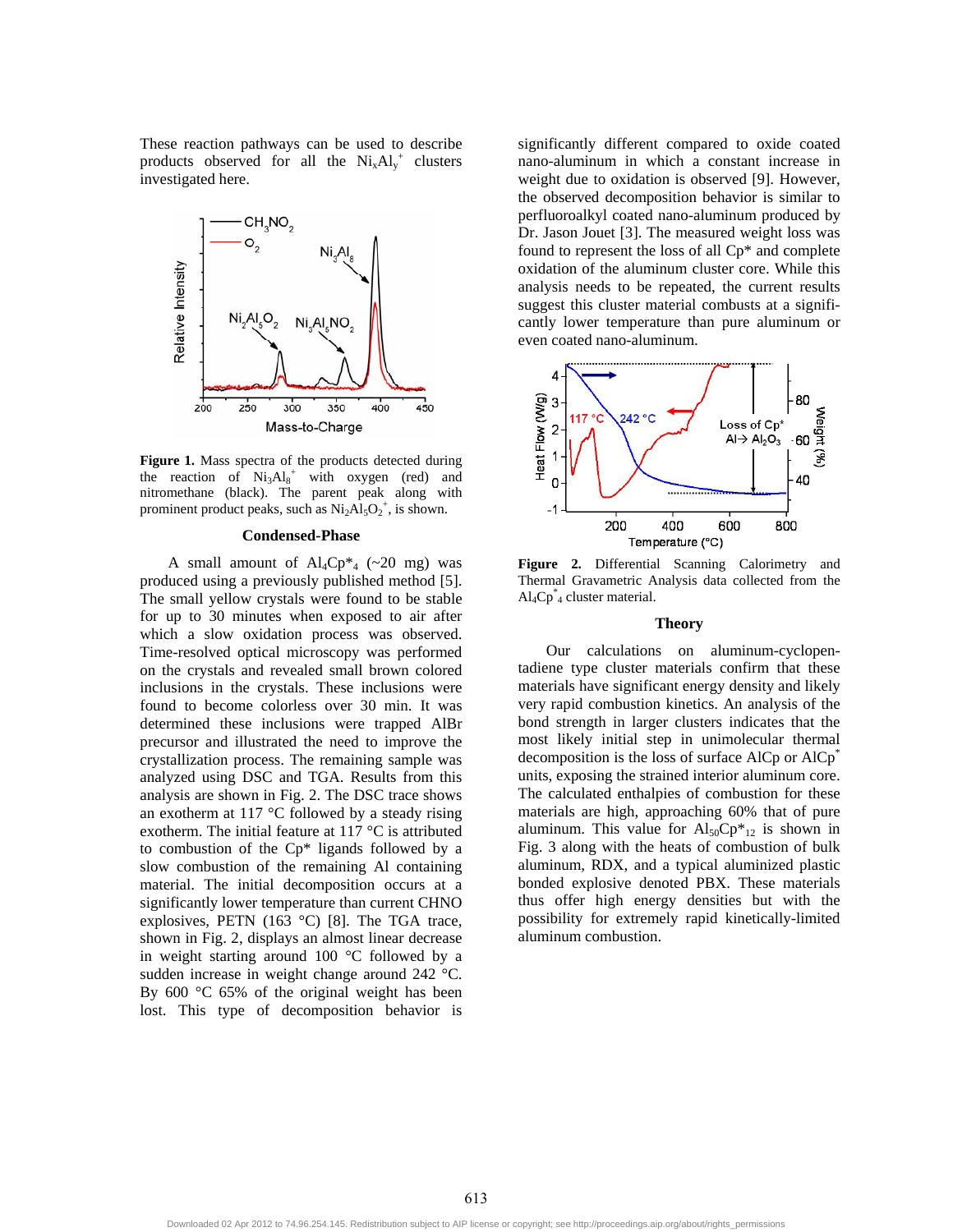These reaction pathways can be used to describe products observed for all the $Ni_xAl_y^+$ clusters investigated here.

**Figure 1.** Mass spectra of the products detected during the reaction of $Ni_3Al_8^+$ with oxygen (red) and nitromethane (black). The parent peak along with prominent product peaks, such as $Ni_2Al_5O_2^+$, is shown.

### Condensed-Phase

A small amount of $Al_4Cp^*_4$ (~20 mg) was produced using a previously published method [5]. The small yellow crystals were found to be stable for up to 30 minutes when exposed to air after which a slow oxidation process was observed. Time-resolved optical microscopy was performed on the crystals and revealed small brown colored inclusions in the crystals. These inclusions were found to become colorless over 30 min. It was determined these inclusions were trapped AlBr precursor and illustrated the need to improve the crystallization process. The remaining sample was analyzed using DSC and TGA. Results from this analysis are shown in Fig. 2. The DSC trace shows an exotherm at 117 °C followed by a steady rising exotherm. The initial feature at 117 °C is attributed to combustion of the Cp* ligands followed by a slow combustion of the remaining Al containing material. The initial decomposition occurs at a significantly lower temperature than current CHNO explosives, PETN (163 °C) [8]. The TGA trace, shown in Fig. 2, displays an almost linear decrease in weight starting around 100 °C followed by a sudden increase in weight change around 242 °C. By 600 °C 65% of the original weight has been lost. This type of decomposition behavior is significantly different compared to oxide coated nano-aluminum in which a constant increase in weight due to oxidation is observed [9]. However, the observed decomposition behavior is similar to perfluoroalkyl coated nano-aluminum produced by Dr. Jason Jouet [3]. The measured weight loss was found to represent the loss of all Cp* and complete oxidation of the aluminum cluster core. While this analysis needs to be repeated, the current results suggest this cluster material combusts at a significantly lower temperature than pure aluminum or even coated nano-aluminum.

**Figure 2.** Differential Scanning Calorimetry and Thermal Gravametric Analysis data collected from the $Al_4Cp^*_4$ cluster material.

### Theory

Our calculations on aluminum-cyclopentadiene type cluster materials confirm that these materials have significant energy density and likely very rapid combustion kinetics. An analysis of the bond strength in larger clusters indicates that the most likely initial step in unimolecular thermal decomposition is the loss of surface AlCp or AlCp* units, exposing the strained interior aluminum core. The calculated enthalpies of combustion for these materials are high, approaching 60% that of pure aluminum. This value for $Al_{50}Cp^*_{12}$ is shown in Fig. 3 along with the heats of combustion of bulk aluminum, RDX, and a typical aluminized plastic bonded explosive denoted PBX. These materials thus offer high energy densities but with the possibility for extremely rapid kinetically-limited aluminum combustion.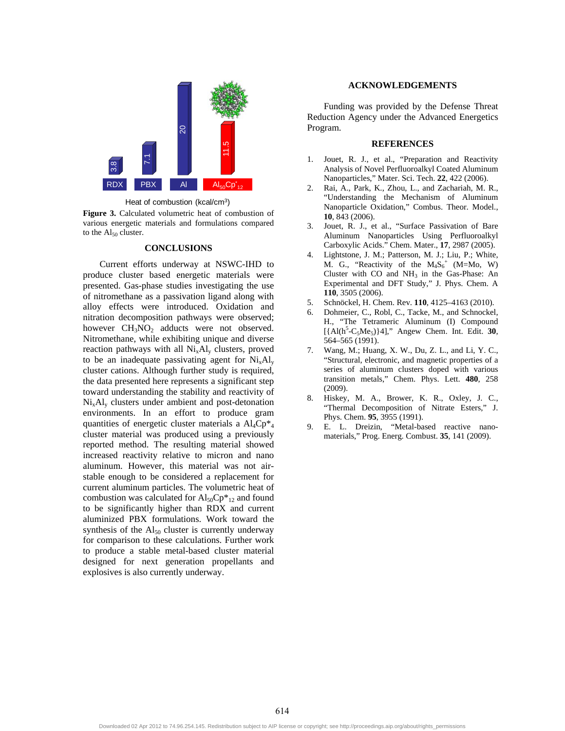3.8

7.1

20

11.5

RDX

PBX

Al

$Al_{50}Cp^*_{12}$

Heat of combustion (kcal/cm³)

**Figure 3.** Calculated volumetric heat of combustion of various energetic materials and formulations compared to the $Al_{50}$ cluster.

## CONCLUSIONS

Current efforts underway at NSWC-IHD to produce cluster based energetic materials were presented. Gas-phase studies investigating the use of nitromethane as a passivation ligand along with alloy effects were introduced. Oxidation and nitration decomposition pathways were observed; however $CH_3NO_2$ adducts were not observed. Nitromethane, while exhibiting unique and diverse reaction pathways with all $Ni_xAl_y$ clusters, proved to be an inadequate passivating agent for $Ni_xAl_y$ cluster cations. Although further study is required, the data presented here represents a significant step toward understanding the stability and reactivity of $Ni_xAl_y$ clusters under ambient and post-detonation environments. In an effort to produce gram quantities of energetic cluster materials a $Al_4Cp^*_4$ cluster material was produced using a previously reported method. The resulting material showed increased reactivity relative to micron and nano aluminum. However, this material was not air-stable enough to be considered a replacement for current aluminum particles. The volumetric heat of combustion was calculated for $Al_{50}Cp^*_{12}$ and found to be significantly higher than RDX and current aluminized PBX formulations. Work toward the synthesis of the $Al_{50}$ cluster is currently underway for comparison to these calculations. Further work to produce a stable metal-based cluster material designed for next generation propellants and explosives is also currently underway.

## ACKNOWLEDGEMENTS

Funding was provided by the Defense Threat Reduction Agency under the Advanced Energetics Program.

## REFERENCES

1. Jouet, R. J., et al., "Preparation and Reactivity Analysis of Novel Perfluoroalkyl Coated Aluminum Nanoparticles," Mater. Sci. Tech. **22**, 422 (2006).
2. Rai, A., Park, K., Zhou, L., and Zachariah, M. R., "Understanding the Mechanism of Aluminum Nanoparticle Oxidation," Combus. Theor. Model., **10**, 843 (2006).
3. Jouet, R. J., et al., "Surface Passivation of Bare Aluminum Nanoparticles Using Perfluoroalkyl Carboxylic Acids." Chem. Mater., **17**, 2987 (2005).
4. Lightstone, J. M.; Patterson, M. J.; Liu, P.; White, M. G., "Reactivity of the $M_4S_6^+$ (M=Mo, W) Cluster with CO and $NH_3$ in the Gas-Phase: An Experimental and DFT Study," J. Phys. Chem. A **110**, 3505 (2006).
5. Schnöckel, H. Chem. Rev. **110**, 4125–4163 (2010).
6. Dohmeier, C., Robl, C., Tacke, M., and Schnockel, H., "The Tetrameric Aluminum (I) Compound $[\{Al(h^5\text{-}C_5Me_5)\}4]$," Angew Chem. Int. Edit. **30**, 564–565 (1991).
7. Wang, M.; Huang, X. W., Du, Z. L., and Li, Y. C., "Structural, electronic, and magnetic properties of a series of aluminum clusters doped with various transition metals," Chem. Phys. Lett. **480**, 258 (2009).
8. Hiskey, M. A., Brower, K. R., Oxley, J. C., "Thermal Decomposition of Nitrate Esters," J. Phys. Chem. **95**, 3955 (1991).
9. E. L. Dreizin, "Metal-based reactive nano-materials," Prog. Energ. Combust. **35**, 141 (2009).